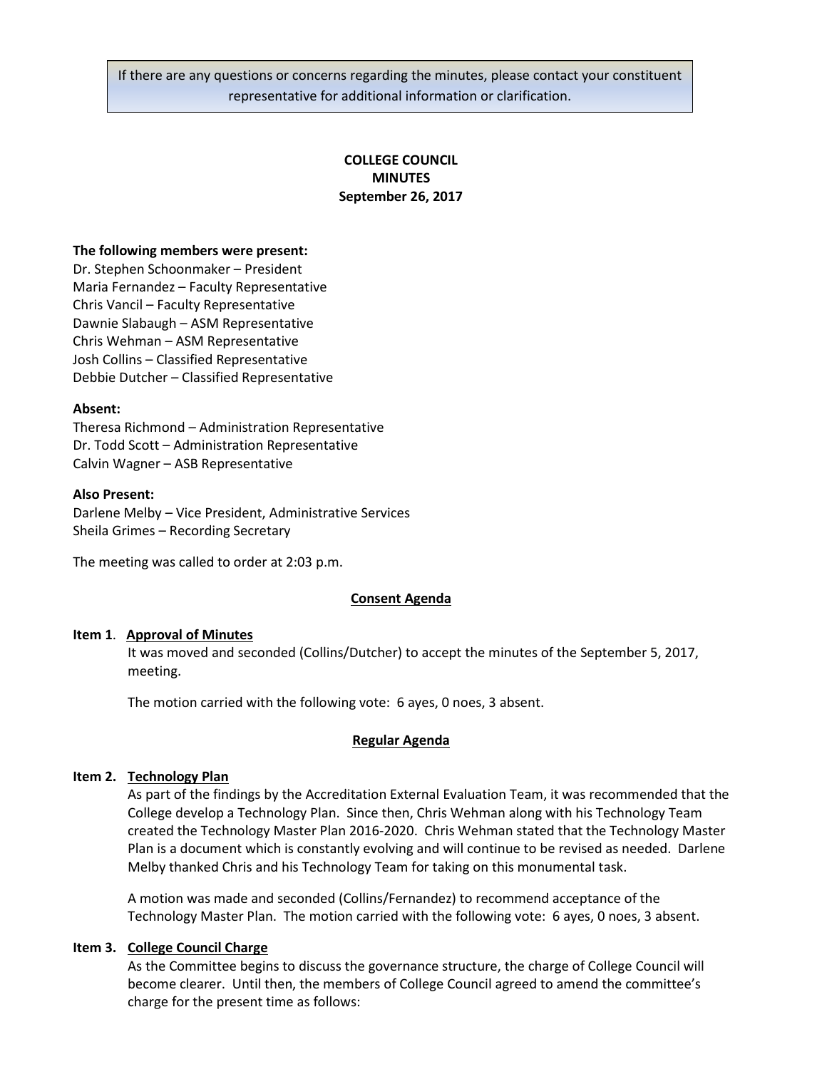If there are any questions or concerns regarding the minutes, please contact your constituent representative for additional information or clarification.

# COLLEGE COUNCIL
## MINUTES
### September 26, 2017

**The following members were present:**
Dr. Stephen Schoonmaker – President
Maria Fernandez – Faculty Representative
Chris Vancil – Faculty Representative
Dawnie Slabaugh – ASM Representative
Chris Wehman – ASM Representative
Josh Collins – Classified Representative
Debbie Dutcher – Classified Representative

**Absent:**
Theresa Richmond – Administration Representative
Dr. Todd Scott – Administration Representative
Calvin Wagner – ASB Representative

**Also Present:**
Darlene Melby – Vice President, Administrative Services
Sheila Grimes – Recording Secretary

The meeting was called to order at 2:03 p.m.

**Consent Agenda**

**Item 1. Approval of Minutes**

It was moved and seconded (Collins/Dutcher) to accept the minutes of the September 5, 2017, meeting.

The motion carried with the following vote: 6 ayes, 0 noes, 3 absent.

**Regular Agenda**

**Item 2. Technology Plan**

As part of the findings by the Accreditation External Evaluation Team, it was recommended that the College develop a Technology Plan. Since then, Chris Wehman along with his Technology Team created the Technology Master Plan 2016-2020. Chris Wehman stated that the Technology Master Plan is a document which is constantly evolving and will continue to be revised as needed. Darlene Melby thanked Chris and his Technology Team for taking on this monumental task.

A motion was made and seconded (Collins/Fernandez) to recommend acceptance of the Technology Master Plan. The motion carried with the following vote: 6 ayes, 0 noes, 3 absent.

**Item 3. College Council Charge**

As the Committee begins to discuss the governance structure, the charge of College Council will become clearer. Until then, the members of College Council agreed to amend the committee's charge for the present time as follows: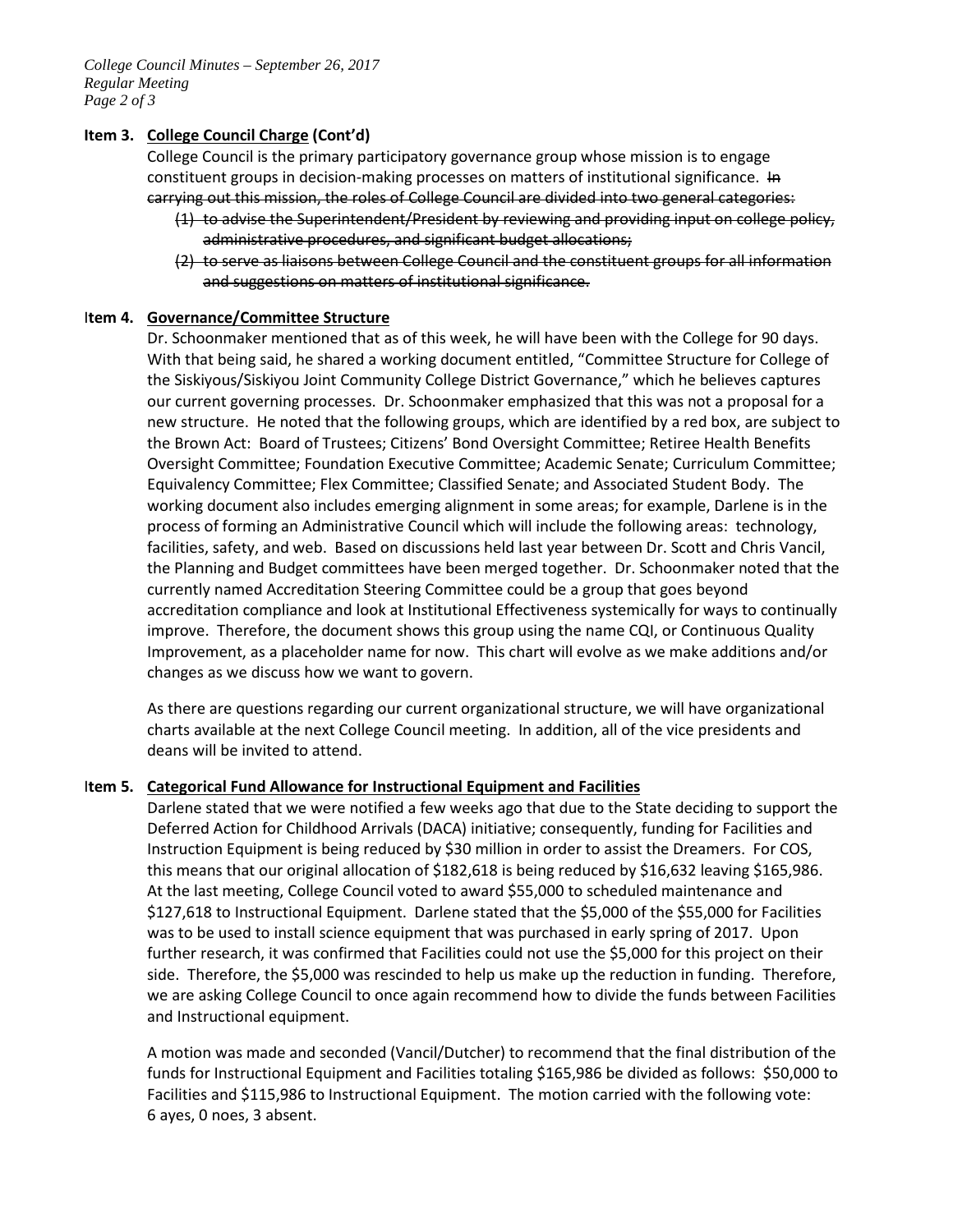### Item 3. College Council Charge (Cont'd)

College Council is the primary participatory governance group whose mission is to engage constituent groups in decision-making processes on matters of institutional significance. ~~In carrying out this mission, the roles of College Council are divided into two general categories:~~

1. ~~to advise the Superintendent/President by reviewing and providing input on college policy, administrative procedures, and significant budget allocations;~~
2. ~~to serve as liaisons between College Council and the constituent groups for all information and suggestions on matters of institutional significance.~~

### Item 4. Governance/Committee Structure

Dr. Schoonmaker mentioned that as of this week, he will have been with the College for 90 days. With that being said, he shared a working document entitled, "Committee Structure for College of the Siskiyous/Siskiyou Joint Community College District Governance," which he believes captures our current governing processes. Dr. Schoonmaker emphasized that this was not a proposal for a new structure. He noted that the following groups, which are identified by a red box, are subject to the Brown Act: Board of Trustees; Citizens' Bond Oversight Committee; Retiree Health Benefits Oversight Committee; Foundation Executive Committee; Academic Senate; Curriculum Committee; Equivalency Committee; Flex Committee; Classified Senate; and Associated Student Body. The working document also includes emerging alignment in some areas; for example, Darlene is in the process of forming an Administrative Council which will include the following areas: technology, facilities, safety, and web. Based on discussions held last year between Dr. Scott and Chris Vancil, the Planning and Budget committees have been merged together. Dr. Schoonmaker noted that the currently named Accreditation Steering Committee could be a group that goes beyond accreditation compliance and look at Institutional Effectiveness systemically for ways to continually improve. Therefore, the document shows this group using the name CQI, or Continuous Quality Improvement, as a placeholder name for now. This chart will evolve as we make additions and/or changes as we discuss how we want to govern.

As there are questions regarding our current organizational structure, we will have organizational charts available at the next College Council meeting. In addition, all of the vice presidents and deans will be invited to attend.

### Item 5. Categorical Fund Allowance for Instructional Equipment and Facilities

Darlene stated that we were notified a few weeks ago that due to the State deciding to support the Deferred Action for Childhood Arrivals (DACA) initiative; consequently, funding for Facilities and Instruction Equipment is being reduced by $30 million in order to assist the Dreamers. For COS, this means that our original allocation of $182,618 is being reduced by $16,632 leaving $165,986. At the last meeting, College Council voted to award $55,000 to scheduled maintenance and $127,618 to Instructional Equipment. Darlene stated that the $5,000 of the $55,000 for Facilities was to be used to install science equipment that was purchased in early spring of 2017. Upon further research, it was confirmed that Facilities could not use the $5,000 for this project on their side. Therefore, the $5,000 was rescinded to help us make up the reduction in funding. Therefore, we are asking College Council to once again recommend how to divide the funds between Facilities and Instructional equipment.

A motion was made and seconded (Vancil/Dutcher) to recommend that the final distribution of the funds for Instructional Equipment and Facilities totaling $165,986 be divided as follows: $50,000 to Facilities and $115,986 to Instructional Equipment. The motion carried with the following vote: 6 ayes, 0 noes, 3 absent.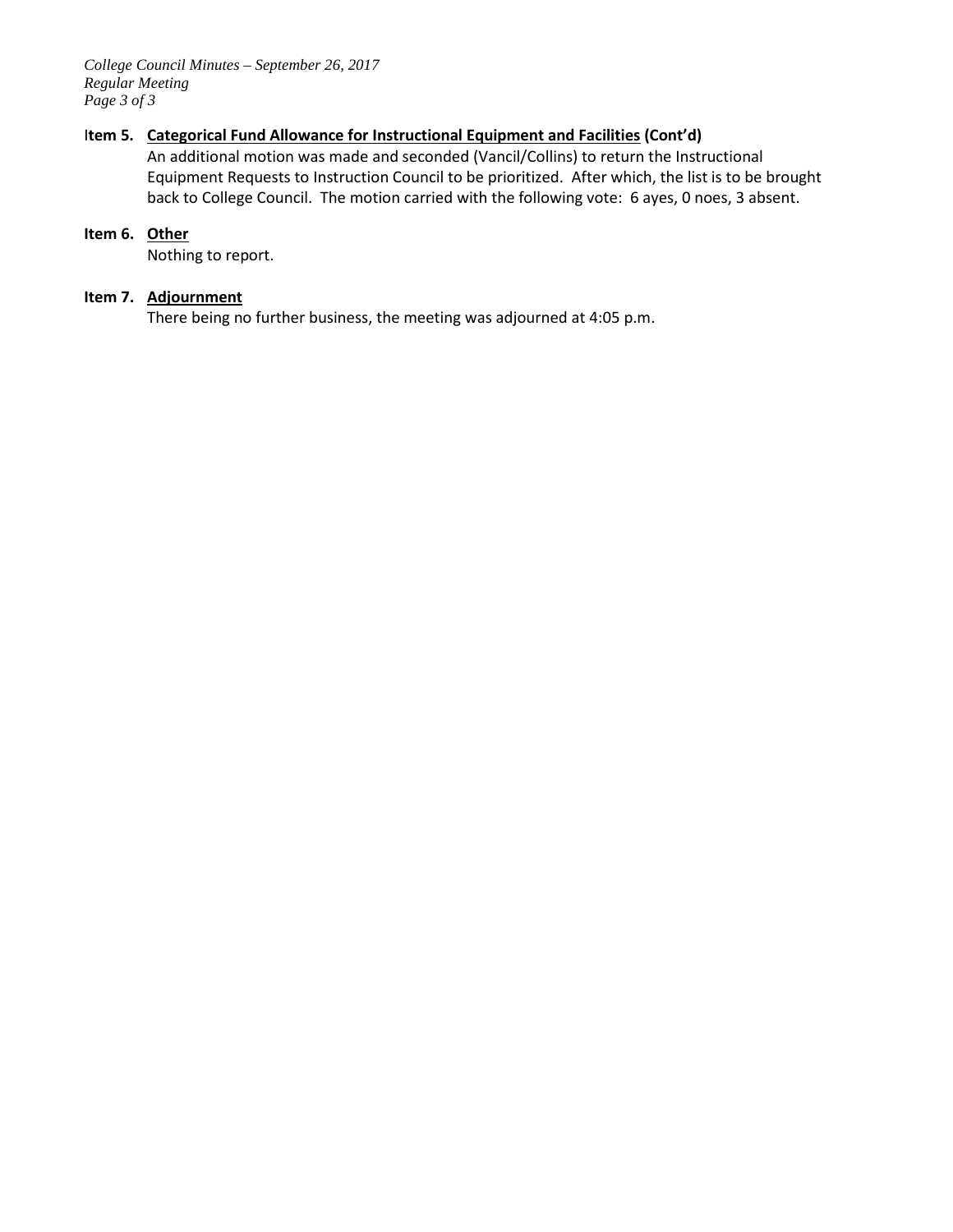**Item 5. <u>Categorical Fund Allowance for Instructional Equipment and Facilities</u> (Cont'd)**

An additional motion was made and seconded (Vancil/Collins) to return the Instructional Equipment Requests to Instruction Council to be prioritized. After which, the list is to be brought back to College Council. The motion carried with the following vote: 6 ayes, 0 noes, 3 absent.

**Item 6. <u>Other</u>**

Nothing to report.

**Item 7. <u>Adjournment</u>**

There being no further business, the meeting was adjourned at 4:05 p.m.